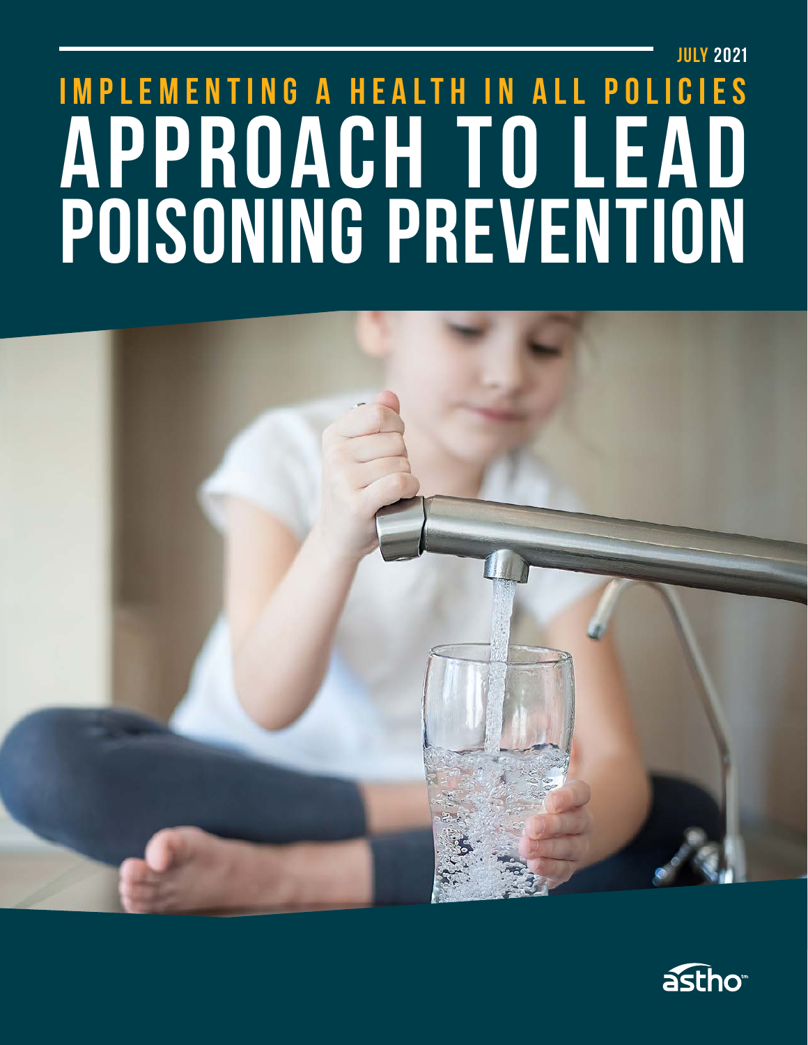JULY 2021

# IMPLEMENTING A HEALTH IN ALL POLICIES APPROACH TO LEAD POISONING PREVENTION

astho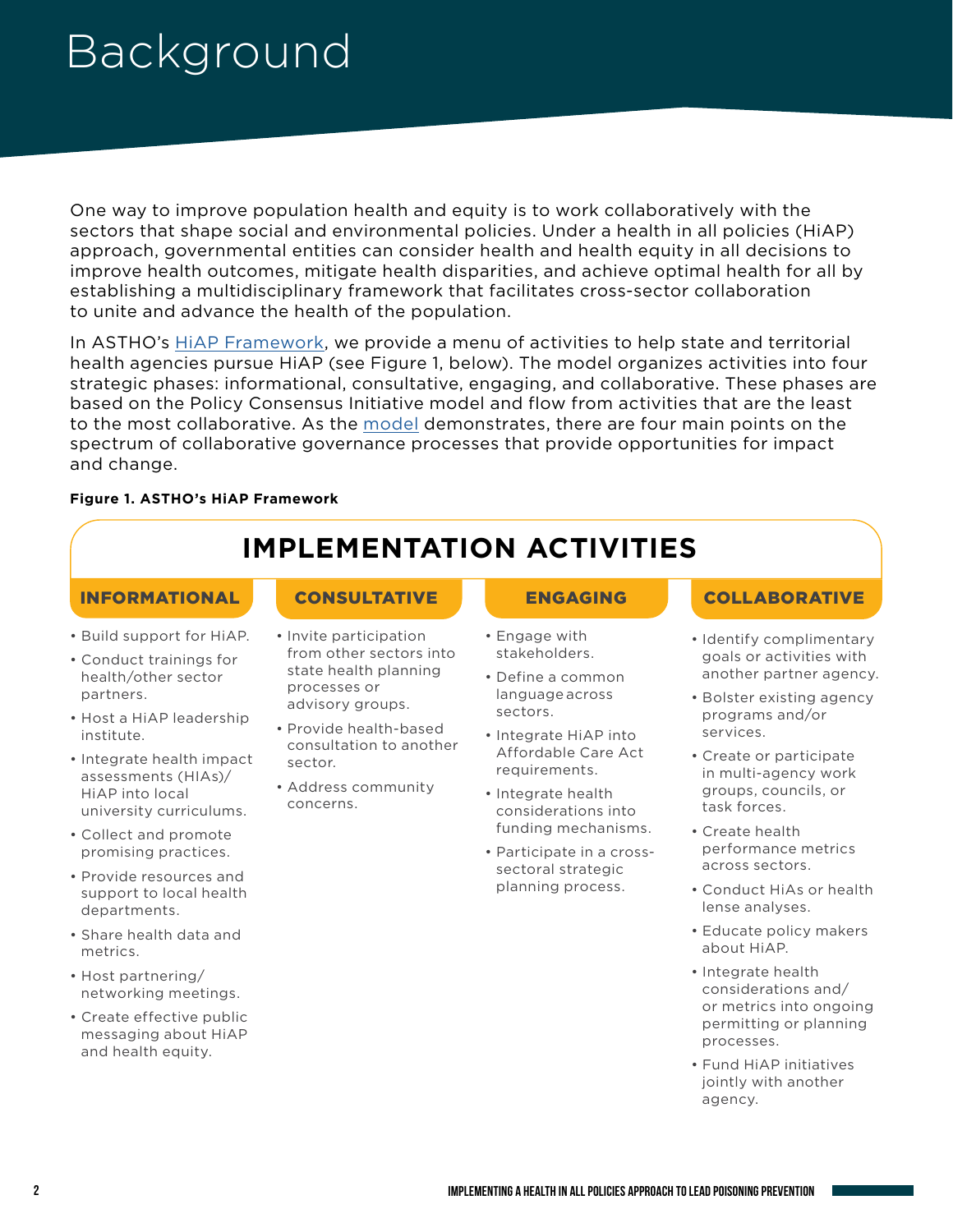# Background

One way to improve population health and equity is to work collaboratively with the sectors that shape social and environmental policies. Under a health in all policies (HiAP) approach, governmental entities can consider health and health equity in all decisions to improve health outcomes, mitigate health disparities, and achieve optimal health for all by establishing a multidisciplinary framework that facilitates cross-sector collaboration to unite and advance the health of the population.

In ASTHO's HiAP Framework, we provide a menu of activities to help state and territorial health agencies pursue HiAP (see Figure 1, below). The model organizes activities into four strategic phases: informational, consultative, engaging, and collaborative. These phases are based on the Policy Consensus Initiative model and flow from activities that are the least to the most collaborative. As the model demonstrates, there are four main points on the spectrum of collaborative governance processes that provide opportunities for impact and change.

**Figure 1. ASTHO's HiAP Framework**

## IMPLEMENTATION ACTIVITIES

### INFORMATIONAL

- Build support for HiAP.
- Conduct trainings for health/other sector partners.
- Host a HiAP leadership institute.
- Integrate health impact assessments (HIAs)/ HiAP into local university curriculums.
- Collect and promote promising practices.
- Provide resources and support to local health departments.
- Share health data and metrics.
- Host partnering/ networking meetings.
- Create effective public messaging about HiAP and health equity.

### CONSULTATIVE

- Invite participation from other sectors into state health planning processes or advisory groups.
- Provide health-based consultation to another sector.
- Address community concerns.

### ENGAGING

- Engage with stakeholders.
- Define a common language across sectors.
- Integrate HiAP into Affordable Care Act requirements.
- Integrate health considerations into funding mechanisms.
- Participate in a cross-sectoral strategic planning process.

### COLLABORATIVE

- Identify complimentary goals or activities with another partner agency.
- Bolster existing agency programs and/or services.
- Create or participate in multi-agency work groups, councils, or task forces.
- Create health performance metrics across sectors.
- Conduct HiAs or health lense analyses.
- Educate policy makers about HiAP.
- Integrate health considerations and/ or metrics into ongoing permitting or planning processes.
- Fund HiAP initiatives jointly with another agency.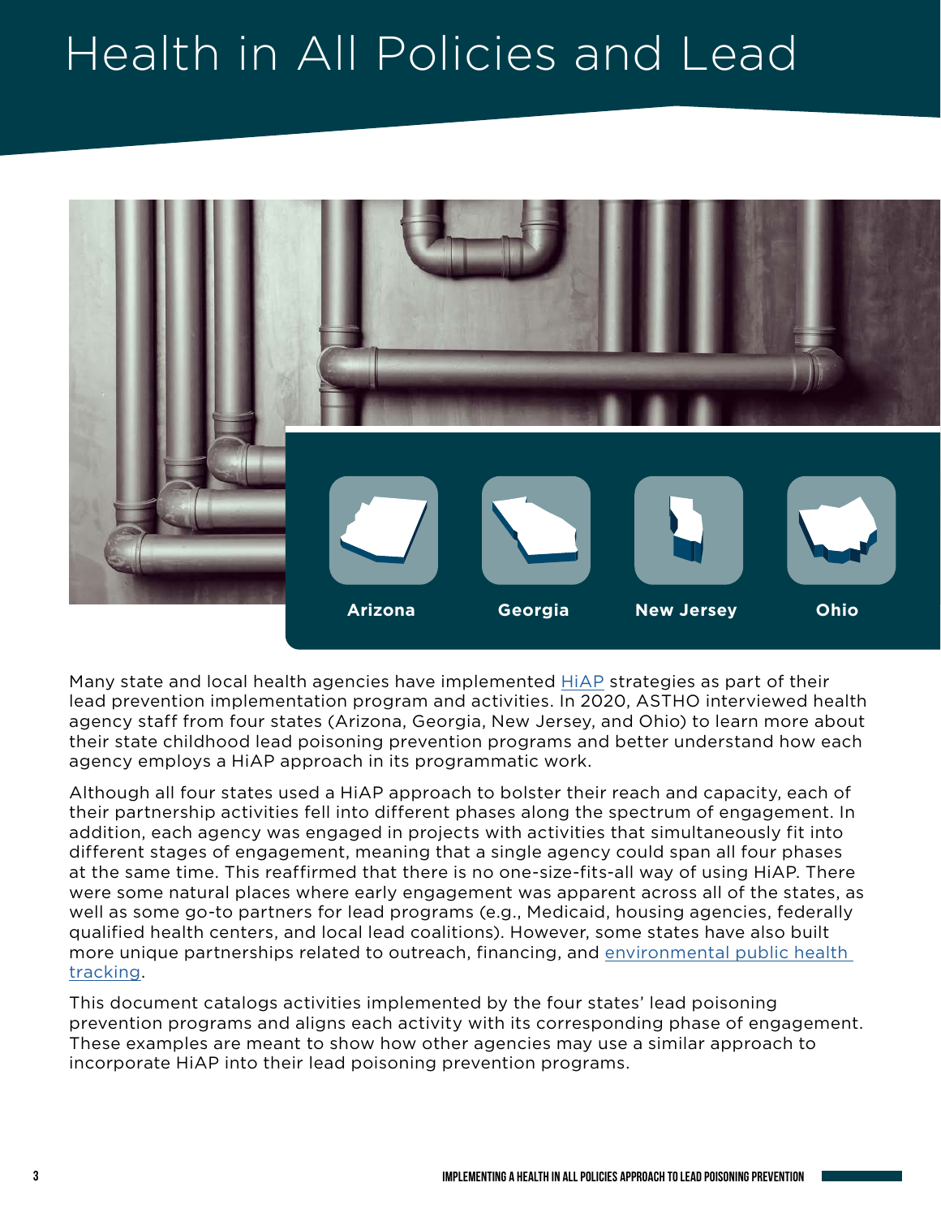# Health in All Policies and Lead

Arizona

Georgia

New Jersey

Ohio

Many state and local health agencies have implemented HiAP strategies as part of their lead prevention implementation program and activities. In 2020, ASTHO interviewed health agency staff from four states (Arizona, Georgia, New Jersey, and Ohio) to learn more about their state childhood lead poisoning prevention programs and better understand how each agency employs a HiAP approach in its programmatic work.

Although all four states used a HiAP approach to bolster their reach and capacity, each of their partnership activities fell into different phases along the spectrum of engagement. In addition, each agency was engaged in projects with activities that simultaneously fit into different stages of engagement, meaning that a single agency could span all four phases at the same time. This reaffirmed that there is no one-size-fits-all way of using HiAP. There were some natural places where early engagement was apparent across all of the states, as well as some go-to partners for lead programs (e.g., Medicaid, housing agencies, federally qualified health centers, and local lead coalitions). However, some states have also built more unique partnerships related to outreach, financing, and environmental public health tracking.

This document catalogs activities implemented by the four states' lead poisoning prevention programs and aligns each activity with its corresponding phase of engagement. These examples are meant to show how other agencies may use a similar approach to incorporate HiAP into their lead poisoning prevention programs.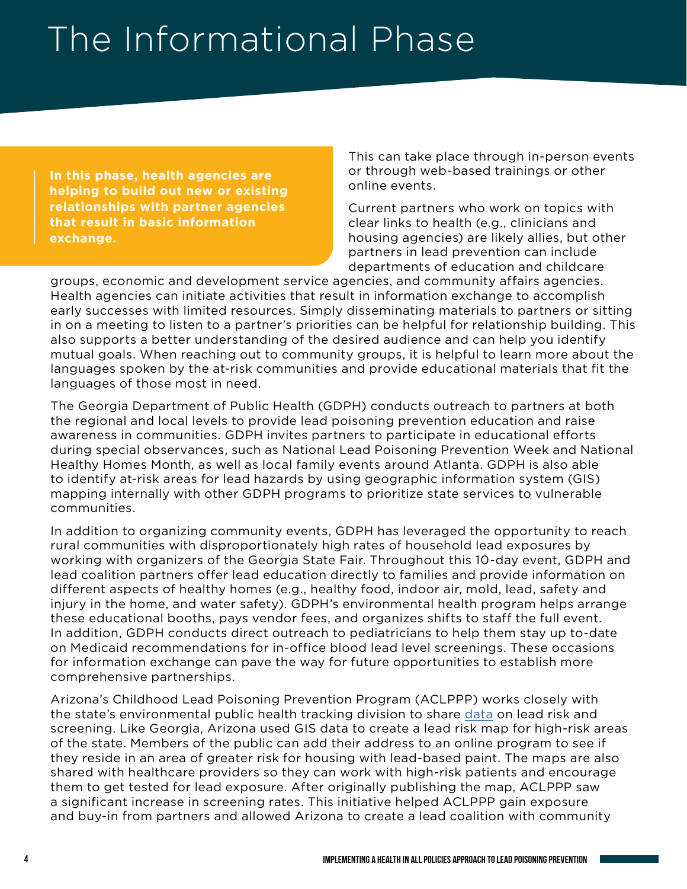# The Informational Phase

> **In this phase, health agencies are helping to build out new or existing relationships with partner agencies that result in basic information exchange.**

This can take place through in-person events or through web-based trainings or other online events.

Current partners who work on topics with clear links to health (e.g., clinicians and housing agencies) are likely allies, but other partners in lead prevention can include departments of education and childcare groups, economic and development service agencies, and community affairs agencies. Health agencies can initiate activities that result in information exchange to accomplish early successes with limited resources. Simply disseminating materials to partners or sitting in on a meeting to listen to a partner's priorities can be helpful for relationship building. This also supports a better understanding of the desired audience and can help you identify mutual goals. When reaching out to community groups, it is helpful to learn more about the languages spoken by the at-risk communities and provide educational materials that fit the languages of those most in need.

The Georgia Department of Public Health (GDPH) conducts outreach to partners at both the regional and local levels to provide lead poisoning prevention education and raise awareness in communities. GDPH invites partners to participate in educational efforts during special observances, such as National Lead Poisoning Prevention Week and National Healthy Homes Month, as well as local family events around Atlanta. GDPH is also able to identify at-risk areas for lead hazards by using geographic information system (GIS) mapping internally with other GDPH programs to prioritize state services to vulnerable communities.

In addition to organizing community events, GDPH has leveraged the opportunity to reach rural communities with disproportionately high rates of household lead exposures by working with organizers of the Georgia State Fair. Throughout this 10-day event, GDPH and lead coalition partners offer lead education directly to families and provide information on different aspects of healthy homes (e.g., healthy food, indoor air, mold, lead, safety and injury in the home, and water safety). GDPH's environmental health program helps arrange these educational booths, pays vendor fees, and organizes shifts to staff the full event. In addition, GDPH conducts direct outreach to pediatricians to help them stay up to-date on Medicaid recommendations for in-office blood lead level screenings. These occasions for information exchange can pave the way for future opportunities to establish more comprehensive partnerships.

Arizona's Childhood Lead Poisoning Prevention Program (ACLPPP) works closely with the state's environmental public health tracking division to share data on lead risk and screening. Like Georgia, Arizona used GIS data to create a lead risk map for high-risk areas of the state. Members of the public can add their address to an online program to see if they reside in an area of greater risk for housing with lead-based paint. The maps are also shared with healthcare providers so they can work with high-risk patients and encourage them to get tested for lead exposure. After originally publishing the map, ACLPPP saw a significant increase in screening rates. This initiative helped ACLPPP gain exposure and buy-in from partners and allowed Arizona to create a lead coalition with community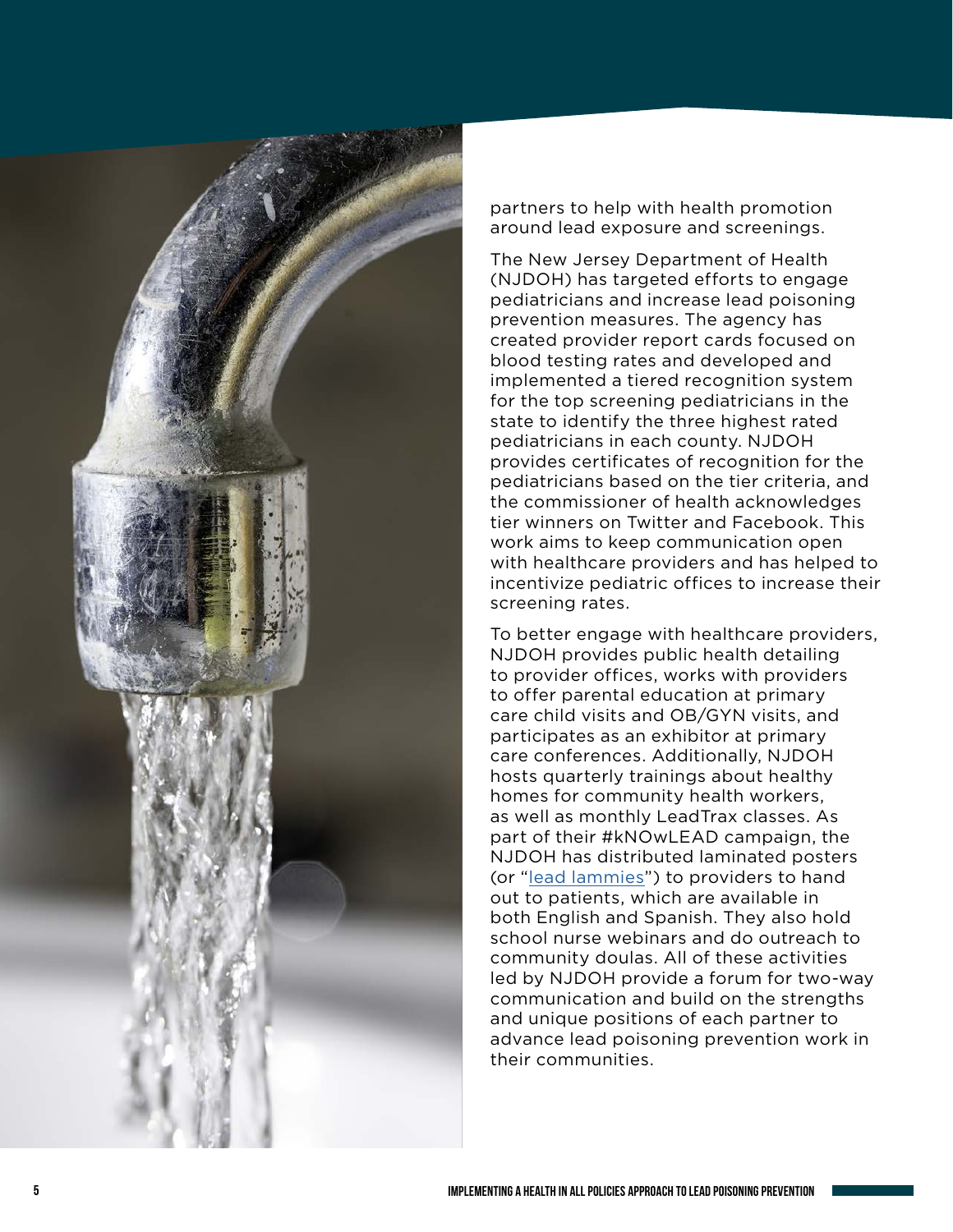partners to help with health promotion around lead exposure and screenings.

The New Jersey Department of Health (NJDOH) has targeted efforts to engage pediatricians and increase lead poisoning prevention measures. The agency has created provider report cards focused on blood testing rates and developed and implemented a tiered recognition system for the top screening pediatricians in the state to identify the three highest rated pediatricians in each county. NJDOH provides certificates of recognition for the pediatricians based on the tier criteria, and the commissioner of health acknowledges tier winners on Twitter and Facebook. This work aims to keep communication open with healthcare providers and has helped to incentivize pediatric offices to increase their screening rates.

To better engage with healthcare providers, NJDOH provides public health detailing to provider offices, works with providers to offer parental education at primary care child visits and OB/GYN visits, and participates as an exhibitor at primary care conferences. Additionally, NJDOH hosts quarterly trainings about healthy homes for community health workers, as well as monthly LeadTrax classes. As part of their #kNOwLEAD campaign, the NJDOH has distributed laminated posters (or "lead lammies") to providers to hand out to patients, which are available in both English and Spanish. They also hold school nurse webinars and do outreach to community doulas. All of these activities led by NJDOH provide a forum for two-way communication and build on the strengths and unique positions of each partner to advance lead poisoning prevention work in their communities.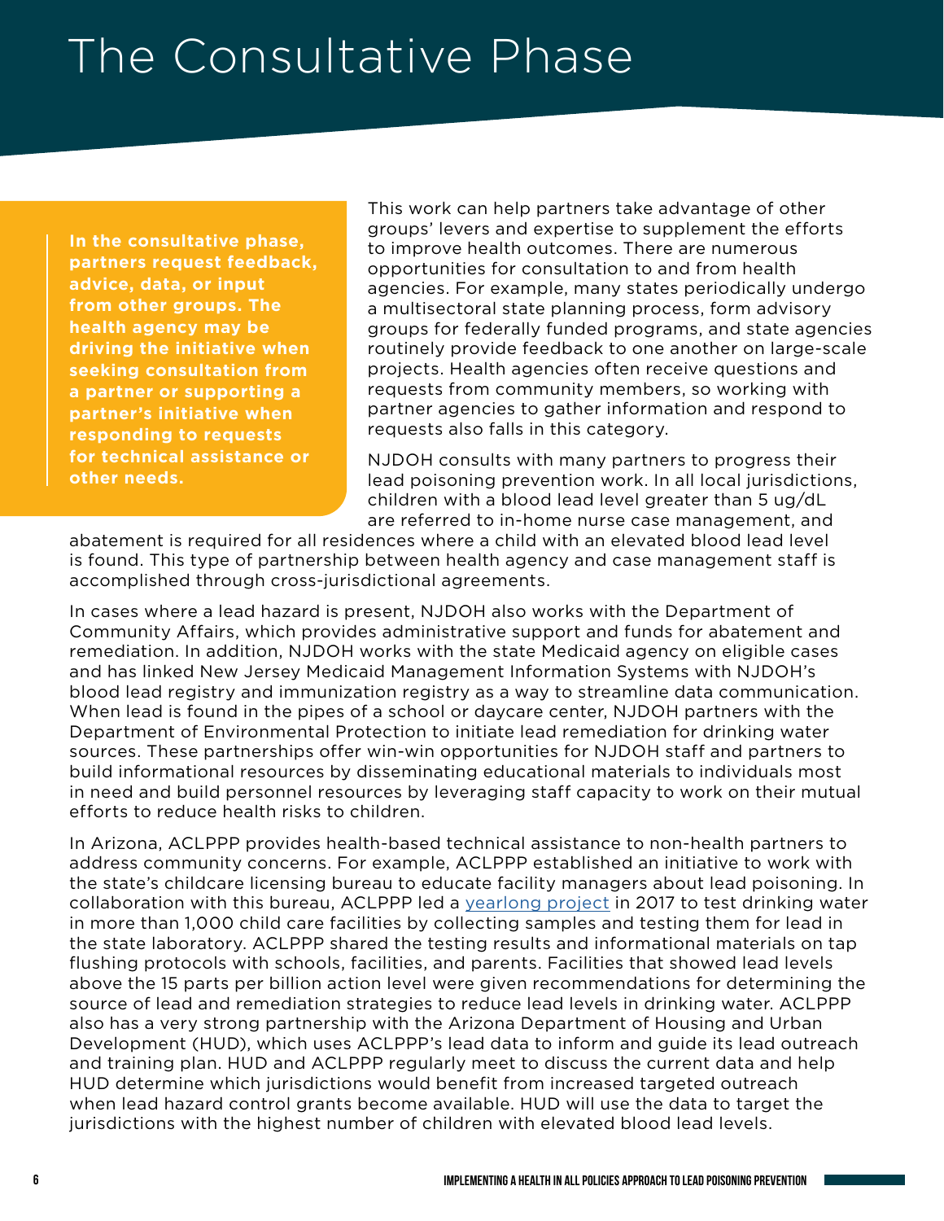# The Consultative Phase

**In the consultative phase, partners request feedback, advice, data, or input from other groups. The health agency may be driving the initiative when seeking consultation from a partner or supporting a partner's initiative when responding to requests for technical assistance or other needs.**

This work can help partners take advantage of other groups' levers and expertise to supplement the efforts to improve health outcomes. There are numerous opportunities for consultation to and from health agencies. For example, many states periodically undergo a multisectoral state planning process, form advisory groups for federally funded programs, and state agencies routinely provide feedback to one another on large-scale projects. Health agencies often receive questions and requests from community members, so working with partner agencies to gather information and respond to requests also falls in this category.

NJDOH consults with many partners to progress their lead poisoning prevention work. In all local jurisdictions, children with a blood lead level greater than 5 ug/dL are referred to in-home nurse case management, and abatement is required for all residences where a child with an elevated blood lead level is found. This type of partnership between health agency and case management staff is accomplished through cross-jurisdictional agreements.

In cases where a lead hazard is present, NJDOH also works with the Department of Community Affairs, which provides administrative support and funds for abatement and remediation. In addition, NJDOH works with the state Medicaid agency on eligible cases and has linked New Jersey Medicaid Management Information Systems with NJDOH's blood lead registry and immunization registry as a way to streamline data communication. When lead is found in the pipes of a school or daycare center, NJDOH partners with the Department of Environmental Protection to initiate lead remediation for drinking water sources. These partnerships offer win-win opportunities for NJDOH staff and partners to build informational resources by disseminating educational materials to individuals most in need and build personnel resources by leveraging staff capacity to work on their mutual efforts to reduce health risks to children.

In Arizona, ACLPPP provides health-based technical assistance to non-health partners to address community concerns. For example, ACLPPP established an initiative to work with the state's childcare licensing bureau to educate facility managers about lead poisoning. In collaboration with this bureau, ACLPPP led a yearlong project in 2017 to test drinking water in more than 1,000 child care facilities by collecting samples and testing them for lead in the state laboratory. ACLPPP shared the testing results and informational materials on tap flushing protocols with schools, facilities, and parents. Facilities that showed lead levels above the 15 parts per billion action level were given recommendations for determining the source of lead and remediation strategies to reduce lead levels in drinking water. ACLPPP also has a very strong partnership with the Arizona Department of Housing and Urban Development (HUD), which uses ACLPPP's lead data to inform and guide its lead outreach and training plan. HUD and ACLPPP regularly meet to discuss the current data and help HUD determine which jurisdictions would benefit from increased targeted outreach when lead hazard control grants become available. HUD will use the data to target the jurisdictions with the highest number of children with elevated blood lead levels.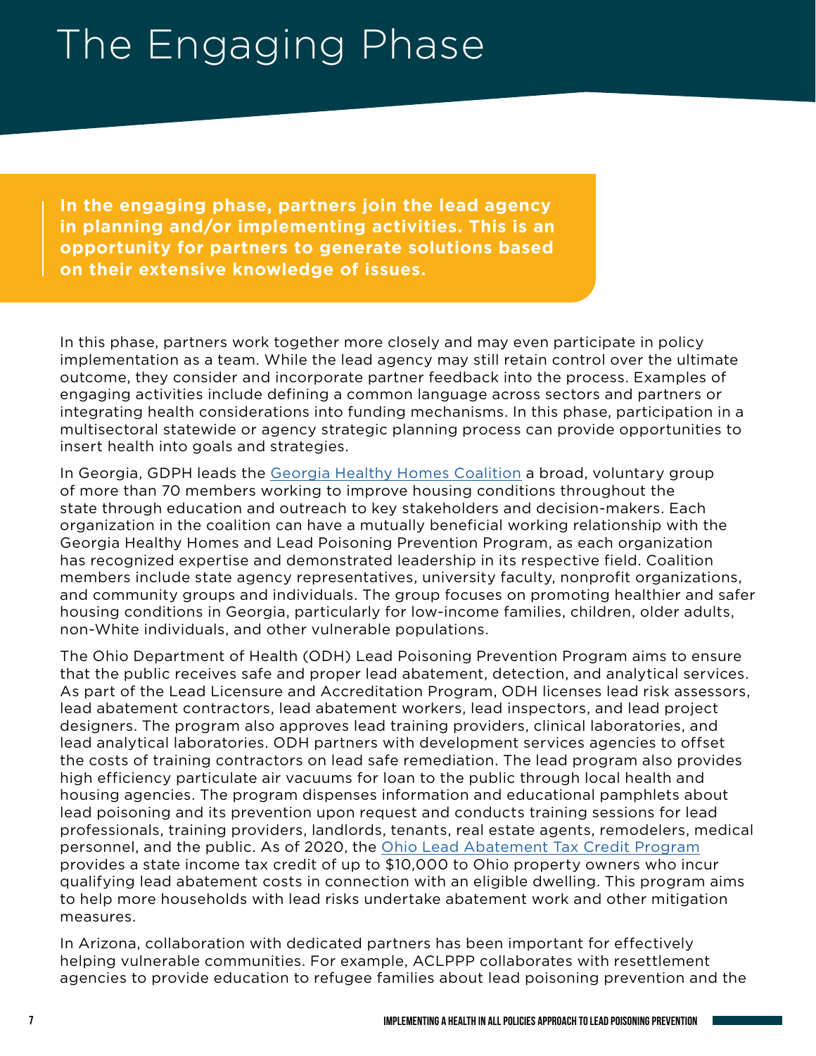# The Engaging Phase

**In the engaging phase, partners join the lead agency in planning and/or implementing activities. This is an opportunity for partners to generate solutions based on their extensive knowledge of issues.**

In this phase, partners work together more closely and may even participate in policy implementation as a team. While the lead agency may still retain control over the ultimate outcome, they consider and incorporate partner feedback into the process. Examples of engaging activities include defining a common language across sectors and partners or integrating health considerations into funding mechanisms. In this phase, participation in a multisectoral statewide or agency strategic planning process can provide opportunities to insert health into goals and strategies.

In Georgia, GDPH leads the Georgia Healthy Homes Coalition a broad, voluntary group of more than 70 members working to improve housing conditions throughout the state through education and outreach to key stakeholders and decision-makers. Each organization in the coalition can have a mutually beneficial working relationship with the Georgia Healthy Homes and Lead Poisoning Prevention Program, as each organization has recognized expertise and demonstrated leadership in its respective field. Coalition members include state agency representatives, university faculty, nonprofit organizations, and community groups and individuals. The group focuses on promoting healthier and safer housing conditions in Georgia, particularly for low-income families, children, older adults, non-White individuals, and other vulnerable populations.

The Ohio Department of Health (ODH) Lead Poisoning Prevention Program aims to ensure that the public receives safe and proper lead abatement, detection, and analytical services. As part of the Lead Licensure and Accreditation Program, ODH licenses lead risk assessors, lead abatement contractors, lead abatement workers, lead inspectors, and lead project designers. The program also approves lead training providers, clinical laboratories, and lead analytical laboratories. ODH partners with development services agencies to offset the costs of training contractors on lead safe remediation. The lead program also provides high efficiency particulate air vacuums for loan to the public through local health and housing agencies. The program dispenses information and educational pamphlets about lead poisoning and its prevention upon request and conducts training sessions for lead professionals, training providers, landlords, tenants, real estate agents, remodelers, medical personnel, and the public. As of 2020, the Ohio Lead Abatement Tax Credit Program provides a state income tax credit of up to $10,000 to Ohio property owners who incur qualifying lead abatement costs in connection with an eligible dwelling. This program aims to help more households with lead risks undertake abatement work and other mitigation measures.

In Arizona, collaboration with dedicated partners has been important for effectively helping vulnerable communities. For example, ACLPPP collaborates with resettlement agencies to provide education to refugee families about lead poisoning prevention and the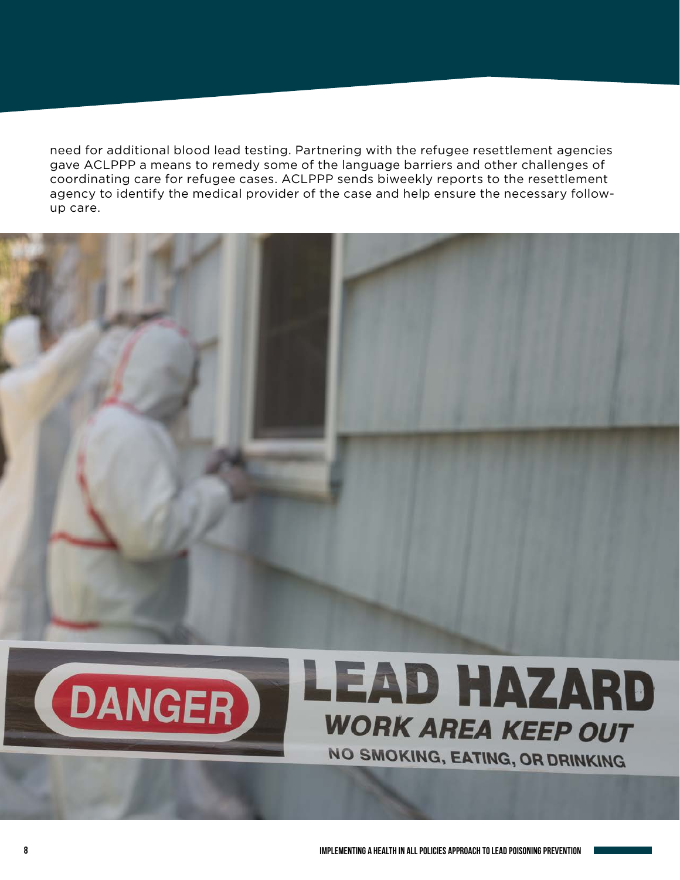need for additional blood lead testing. Partnering with the refugee resettlement agencies gave ACLPPP a means to remedy some of the language barriers and other challenges of coordinating care for refugee cases. ACLPPP sends biweekly reports to the resettlement agency to identify the medical provider of the case and help ensure the necessary follow-up care.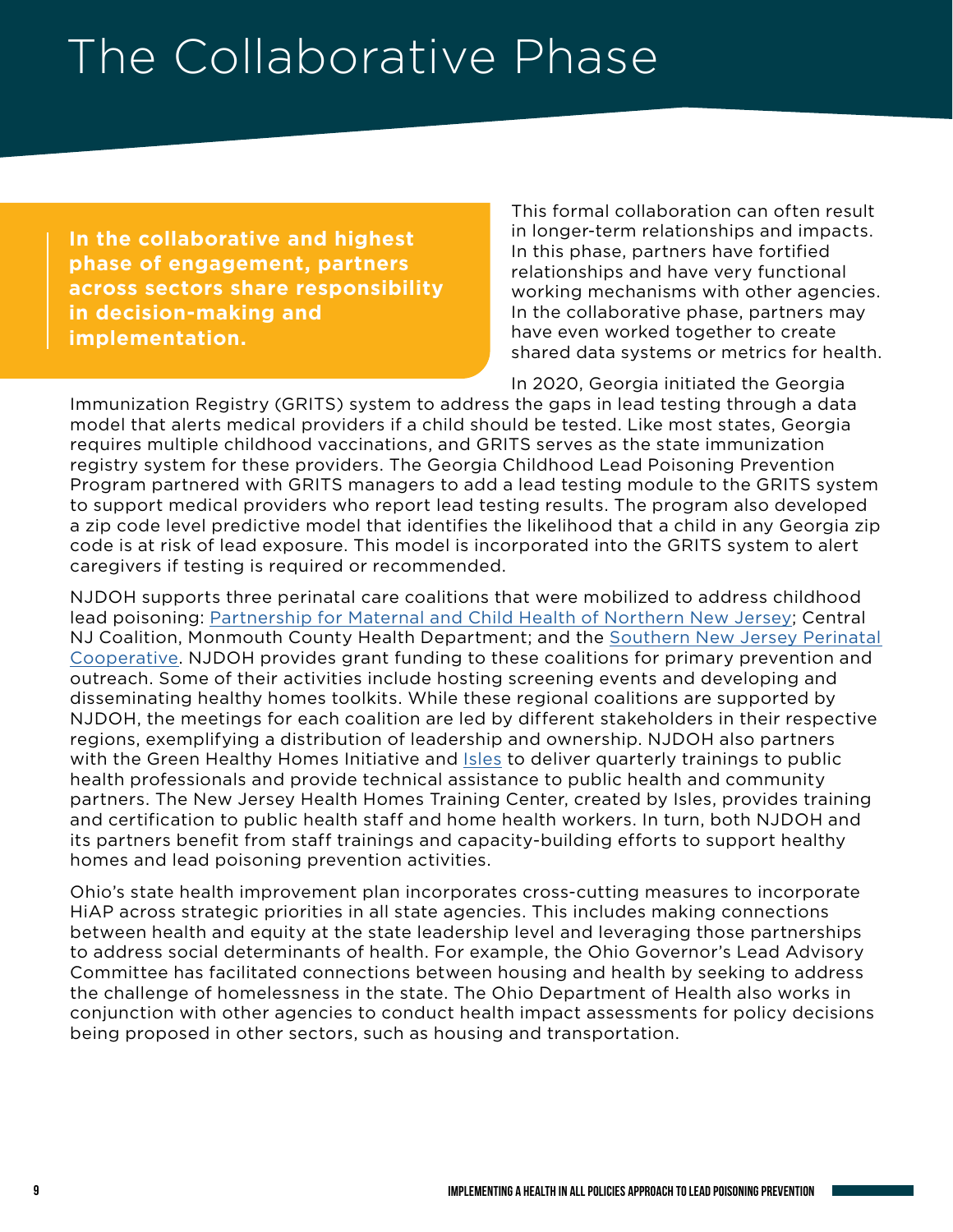# The Collaborative Phase

**In the collaborative and highest phase of engagement, partners across sectors share responsibility in decision-making and implementation.**

This formal collaboration can often result in longer-term relationships and impacts. In this phase, partners have fortified relationships and have very functional working mechanisms with other agencies. In the collaborative phase, partners may have even worked together to create shared data systems or metrics for health.

In 2020, Georgia initiated the Georgia Immunization Registry (GRITS) system to address the gaps in lead testing through a data model that alerts medical providers if a child should be tested. Like most states, Georgia requires multiple childhood vaccinations, and GRITS serves as the state immunization registry system for these providers. The Georgia Childhood Lead Poisoning Prevention Program partnered with GRITS managers to add a lead testing module to the GRITS system to support medical providers who report lead testing results. The program also developed a zip code level predictive model that identifies the likelihood that a child in any Georgia zip code is at risk of lead exposure. This model is incorporated into the GRITS system to alert caregivers if testing is required or recommended.

NJDOH supports three perinatal care coalitions that were mobilized to address childhood lead poisoning: Partnership for Maternal and Child Health of Northern New Jersey; Central NJ Coalition, Monmouth County Health Department; and the Southern New Jersey Perinatal Cooperative. NJDOH provides grant funding to these coalitions for primary prevention and outreach. Some of their activities include hosting screening events and developing and disseminating healthy homes toolkits. While these regional coalitions are supported by NJDOH, the meetings for each coalition are led by different stakeholders in their respective regions, exemplifying a distribution of leadership and ownership. NJDOH also partners with the Green Healthy Homes Initiative and Isles to deliver quarterly trainings to public health professionals and provide technical assistance to public health and community partners. The New Jersey Health Homes Training Center, created by Isles, provides training and certification to public health staff and home health workers. In turn, both NJDOH and its partners benefit from staff trainings and capacity-building efforts to support healthy homes and lead poisoning prevention activities.

Ohio's state health improvement plan incorporates cross-cutting measures to incorporate HiAP across strategic priorities in all state agencies. This includes making connections between health and equity at the state leadership level and leveraging those partnerships to address social determinants of health. For example, the Ohio Governor's Lead Advisory Committee has facilitated connections between housing and health by seeking to address the challenge of homelessness in the state. The Ohio Department of Health also works in conjunction with other agencies to conduct health impact assessments for policy decisions being proposed in other sectors, such as housing and transportation.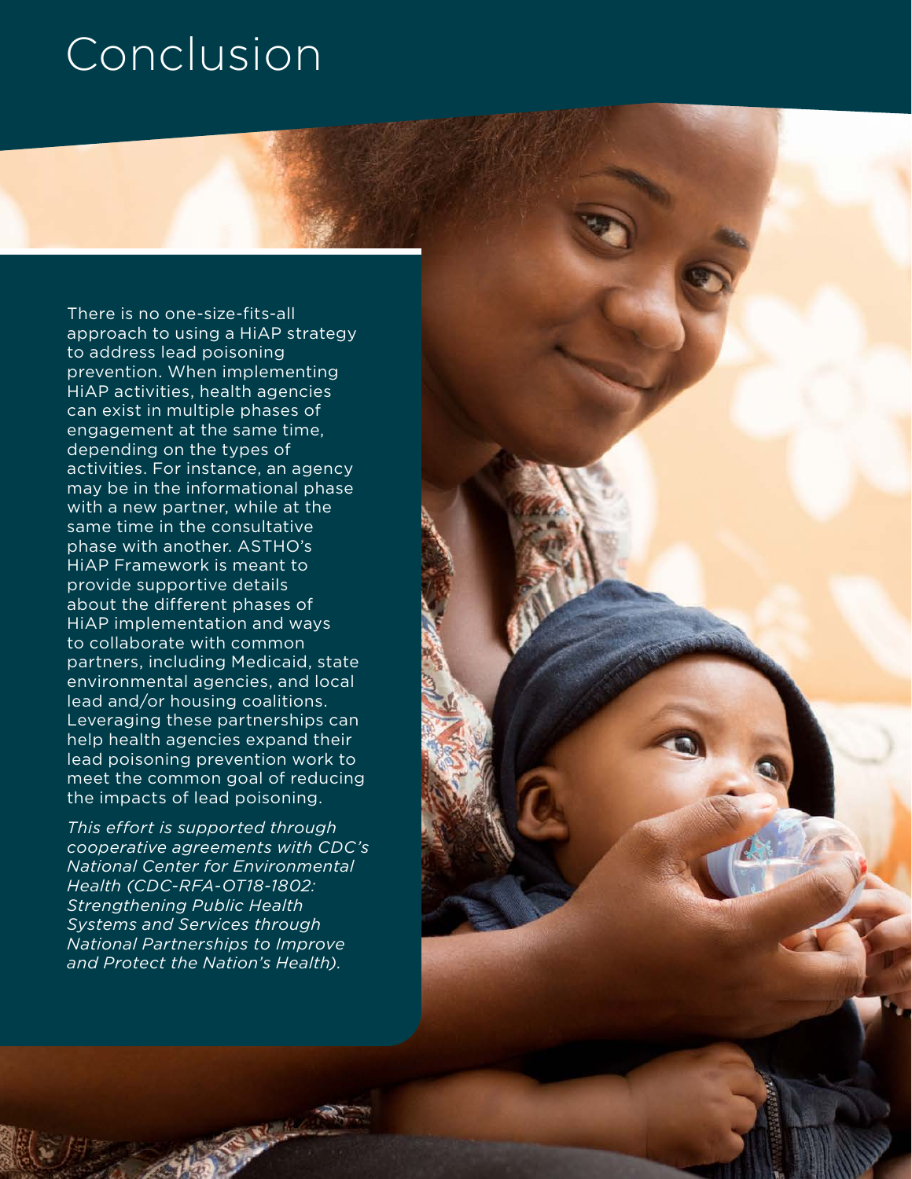# Conclusion

There is no one-size-fits-all approach to using a HiAP strategy to address lead poisoning prevention. When implementing HiAP activities, health agencies can exist in multiple phases of engagement at the same time, depending on the types of activities. For instance, an agency may be in the informational phase with a new partner, while at the same time in the consultative phase with another. ASTHO's HiAP Framework is meant to provide supportive details about the different phases of HiAP implementation and ways to collaborate with common partners, including Medicaid, state environmental agencies, and local lead and/or housing coalitions. Leveraging these partnerships can help health agencies expand their lead poisoning prevention work to meet the common goal of reducing the impacts of lead poisoning.

*This effort is supported through cooperative agreements with CDC's National Center for Environmental Health (CDC-RFA-OT18-1802: Strengthening Public Health Systems and Services through National Partnerships to Improve and Protect the Nation's Health).*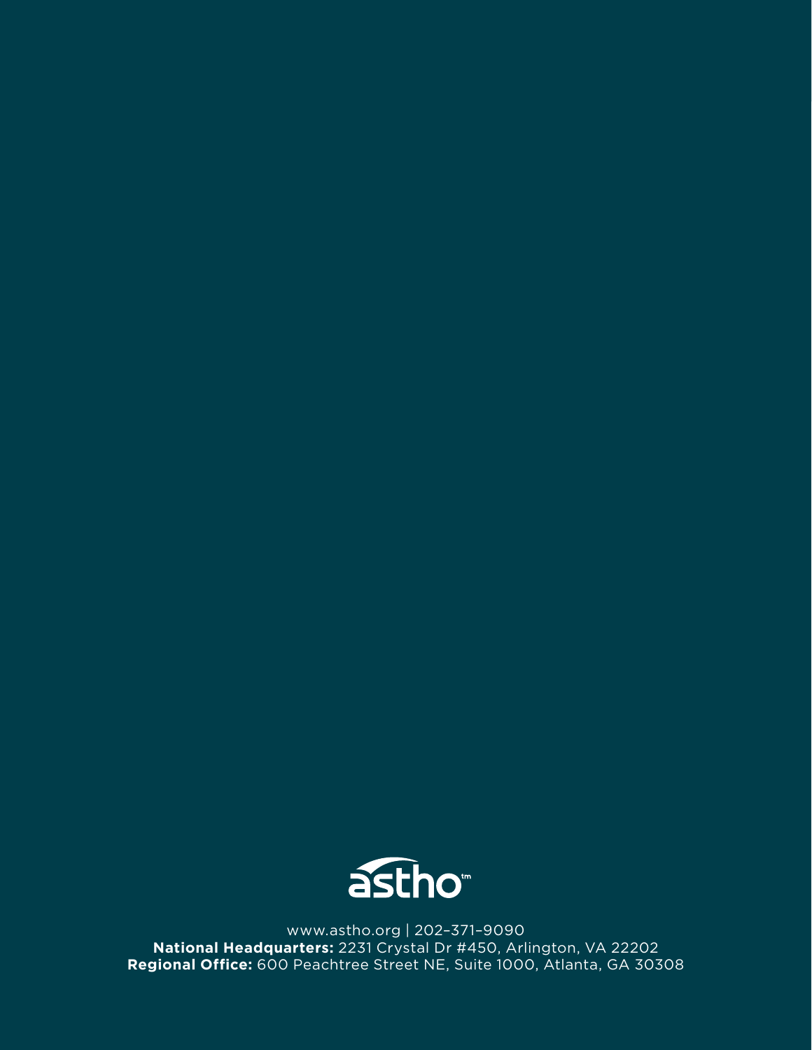astho™

www.astho.org | 202–371–9090
**National Headquarters:** 2231 Crystal Dr #450, Arlington, VA 22202
**Regional Office:** 600 Peachtree Street NE, Suite 1000, Atlanta, GA 30308